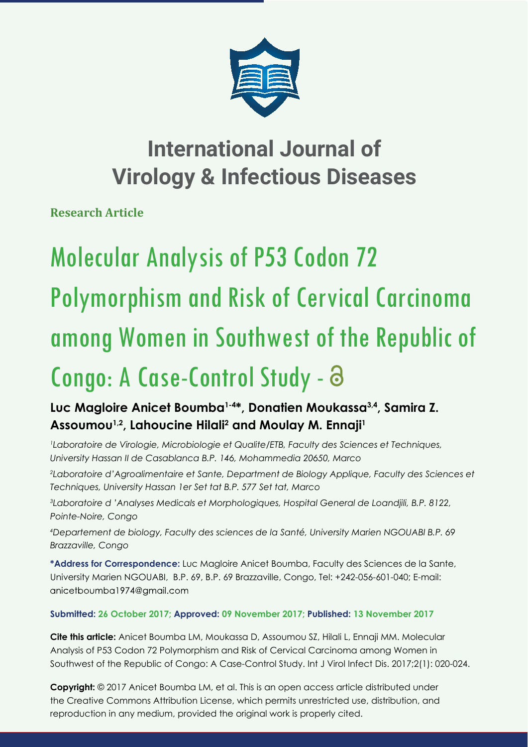# International Journal of Virology & Infectious Diseases

**Research Article**

# Molecular Analysis of P53 Codon 72 Polymorphism and Risk of Cervical Carcinoma among Women in Southwest of the Republic of Congo: A Case-Control Study -

**Luc Magloire Anicet Boumba[1-4*], Donatien Moukassa[3,4], Samira Z. Assoumou[1,2], Lahoucine Hilali[2] and Moulay M. Ennaji[1]**

[1]*Laboratoire de Virologie, Microbiologie et Qualite/ETB, Faculty des Sciences et Techniques, University Hassan II de Casablanca B.P. 146, Mohammedia 20650, Marco*

[2]*Laboratoire d'Agroalimentaire et Sante, Department de Biology Applique, Faculty des Sciences et Techniques, University Hassan 1er Set tat B.P. 577 Set tat, Marco*

[3]*Laboratoire d 'Analyses Medicals et Morphologiques, Hospital General de Loandjili, B.P. 8122, Pointe-Noire, Congo*

[4]*Departement de biology, Faculty des sciences de la Santé, University Marien NGOUABI B.P. 69 Brazzaville, Congo*

**\*Address for Correspondence:** Luc Magloire Anicet Boumba, Faculty des Sciences de la Sante, University Marien NGOUABI, B.P. 69, B.P. 69 Brazzaville, Congo, Tel: +242-056-601-040; E-mail: anicetboumba1974@gmail.com

**Submitted: 26 October 2017; Approved: 09 November 2017; Published: 13 November 2017**

**Cite this article:** Anicet Boumba LM, Moukassa D, Assoumou SZ, Hilali L, Ennaji MM. Molecular Analysis of P53 Codon 72 Polymorphism and Risk of Cervical Carcinoma among Women in Southwest of the Republic of Congo: A Case-Control Study. Int J Virol Infect Dis. 2017;2(1): 020-024.

**Copyright:** © 2017 Anicet Boumba LM, et al. This is an open access article distributed under the Creative Commons Attribution License, which permits unrestricted use, distribution, and reproduction in any medium, provided the original work is properly cited.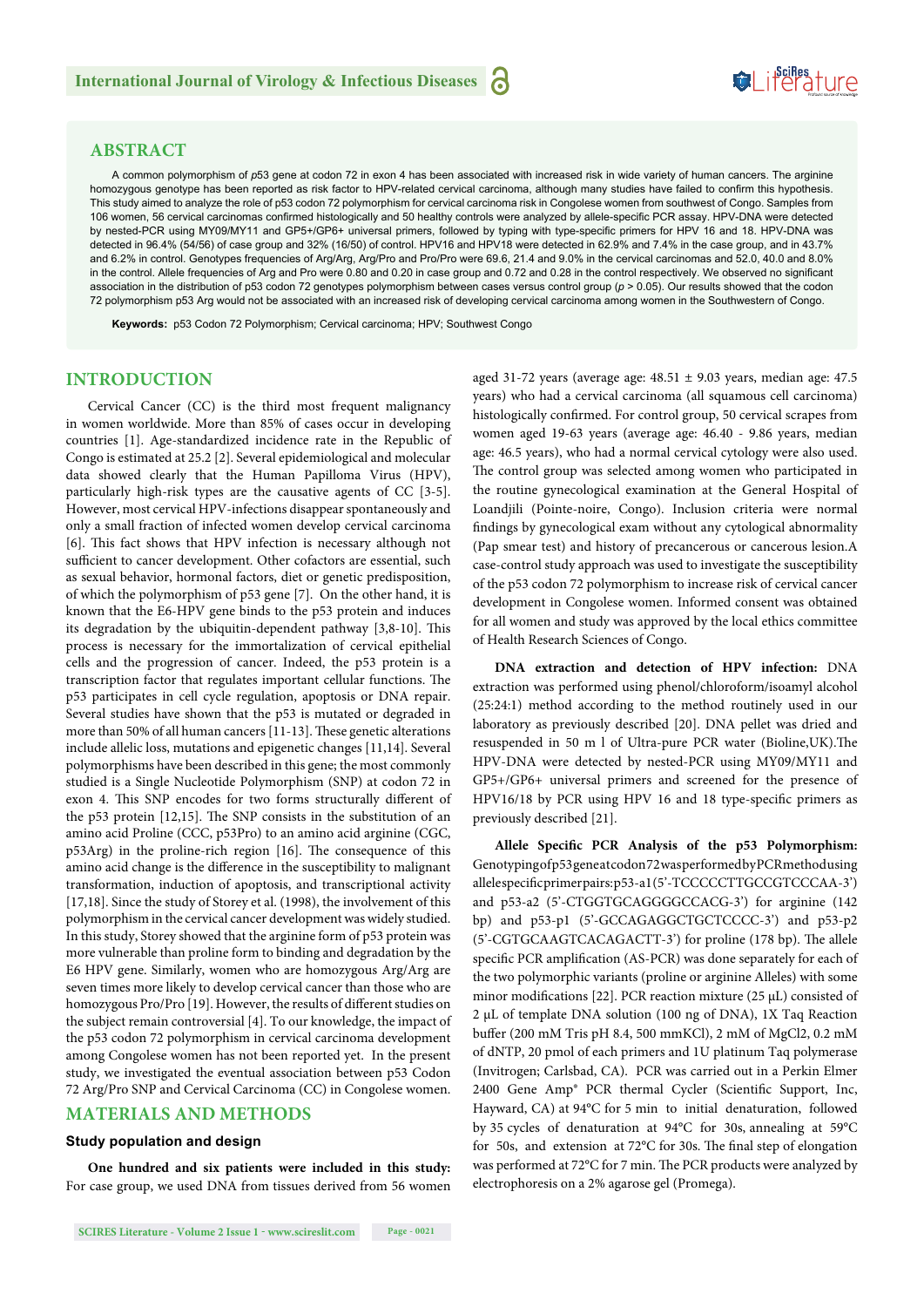## ABSTRACT

A common polymorphism of *p*53 gene at codon 72 in exon 4 has been associated with increased risk in wide variety of human cancers. The arginine homozygous genotype has been reported as risk factor to HPV-related cervical carcinoma, although many studies have failed to confirm this hypothesis. This study aimed to analyze the role of p53 codon 72 polymorphism for cervical carcinoma risk in Congolese women from southwest of Congo. Samples from 106 women, 56 cervical carcinomas confirmed histologically and 50 healthy controls were analyzed by allele-specific PCR assay. HPV-DNA were detected by nested-PCR using MY09/MY11 and GP5+/GP6+ universal primers, followed by typing with type-specific primers for HPV 16 and 18. HPV-DNA was detected in 96.4% (54/56) of case group and 32% (16/50) of control. HPV16 and HPV18 were detected in 62.9% and 7.4% in the case group, and in 43.7% and 6.2% in control. Genotypes frequencies of Arg/Arg, Arg/Pro and Pro/Pro were 69.6, 21.4 and 9.0% in the cervical carcinomas and 52.0, 40.0 and 8.0% in the control. Allele frequencies of Arg and Pro were 0.80 and 0.20 in case group and 0.72 and 0.28 in the control respectively. We observed no significant association in the distribution of p53 codon 72 genotypes polymorphism between cases versus control group ($p > 0.05$). Our results showed that the codon 72 polymorphism p53 Arg would not be associated with an increased risk of developing cervical carcinoma among women in the Southwestern of Congo.

**Keywords:** p53 Codon 72 Polymorphism; Cervical carcinoma; HPV; Southwest Congo

## INTRODUCTION

Cervical Cancer (CC) is the third most frequent malignancy in women worldwide. More than 85% of cases occur in developing countries [1]. Age-standardized incidence rate in the Republic of Congo is estimated at 25.2 [2]. Several epidemiological and molecular data showed clearly that the Human Papilloma Virus (HPV), particularly high-risk types are the causative agents of CC [3-5]. However, most cervical HPV-infections disappear spontaneously and only a small fraction of infected women develop cervical carcinoma [6]. This fact shows that HPV infection is necessary although not sufficient to cancer development. Other cofactors are essential, such as sexual behavior, hormonal factors, diet or genetic predisposition, of which the polymorphism of p53 gene [7]. On the other hand, it is known that the E6-HPV gene binds to the p53 protein and induces its degradation by the ubiquitin-dependent pathway [3,8-10]. This process is necessary for the immortalization of cervical epithelial cells and the progression of cancer. Indeed, the p53 protein is a transcription factor that regulates important cellular functions. The p53 participates in cell cycle regulation, apoptosis or DNA repair. Several studies have shown that the p53 is mutated or degraded in more than 50% of all human cancers [11-13]. These genetic alterations include allelic loss, mutations and epigenetic changes [11,14]. Several polymorphisms have been described in this gene; the most commonly studied is a Single Nucleotide Polymorphism (SNP) at codon 72 in exon 4. This SNP encodes for two forms structurally different of the p53 protein [12,15]. The SNP consists in the substitution of an amino acid Proline (CCC, p53Pro) to an amino acid arginine (CGC, p53Arg) in the proline-rich region [16]. The consequence of this amino acid change is the difference in the susceptibility to malignant transformation, induction of apoptosis, and transcriptional activity [17,18]. Since the study of Storey et al. (1998), the involvement of this polymorphism in the cervical cancer development was widely studied. In this study, Storey showed that the arginine form of p53 protein was more vulnerable than proline form to binding and degradation by the E6 HPV gene. Similarly, women who are homozygous Arg/Arg are seven times more likely to develop cervical cancer than those who are homozygous Pro/Pro [19]. However, the results of different studies on the subject remain controversial [4]. To our knowledge, the impact of the p53 codon 72 polymorphism in cervical carcinoma development among Congolese women has not been reported yet. In the present study, we investigated the eventual association between p53 Codon 72 Arg/Pro SNP and Cervical Carcinoma (CC) in Congolese women.

## MATERIALS AND METHODS

### Study population and design

**One hundred and six patients were included in this study:** For case group, we used DNA from tissues derived from 56 women aged 31-72 years (average age: 48.51 ± 9.03 years, median age: 47.5 years) who had a cervical carcinoma (all squamous cell carcinoma) histologically confirmed. For control group, 50 cervical scrapes from women aged 19-63 years (average age: 46.40 - 9.86 years, median age: 46.5 years), who had a normal cervical cytology were also used. The control group was selected among women who participated in the routine gynecological examination at the General Hospital of Loandjili (Pointe-noire, Congo). Inclusion criteria were normal findings by gynecological exam without any cytological abnormality (Pap smear test) and history of precancerous or cancerous lesion.A case-control study approach was used to investigate the susceptibility of the p53 codon 72 polymorphism to increase risk of cervical cancer development in Congolese women. Informed consent was obtained for all women and study was approved by the local ethics committee of Health Research Sciences of Congo.

**DNA extraction and detection of HPV infection:** DNA extraction was performed using phenol/chloroform/isoamyl alcohol (25:24:1) method according to the method routinely used in our laboratory as previously described [20]. DNA pellet was dried and resuspended in 50 m l of Ultra-pure PCR water (Bioline,UK).The HPV-DNA were detected by nested-PCR using MY09/MY11 and GP5+/GP6+ universal primers and screened for the presence of HPV16/18 by PCR using HPV 16 and 18 type-specific primers as previously described [21].

**Allele Specific PCR Analysis of the p53 Polymorphism:** Genotypingofp53geneatcodon72wasperformedbyPCRmethodusing allelespecificprimerpairs:p53-a1(5'-TCCCCCTTGCCGTCCCAA-3') and p53-a2 (5'-CTGGTGCAGGGGCCACG-3') for arginine (142 bp) and p53-p1 (5'-GCCAGAGGCTGCTCCCC-3') and p53-p2 (5'-CGTGCAAGTCACAGACTT-3') for proline (178 bp). The allele specific PCR amplification (AS-PCR) was done separately for each of the two polymorphic variants (proline or arginine Alleles) with some minor modifications [22]. PCR reaction mixture (25 µL) consisted of 2 µL of template DNA solution (100 ng of DNA), 1X Taq Reaction buffer (200 mM Tris pH 8.4, 500 mmKCl), 2 mM of $MgCl_2$, 0.2 mM of dNTP, 20 pmol of each primers and 1U platinum Taq polymerase (Invitrogen; Carlsbad, CA). PCR was carried out in a Perkin Elmer 2400 Gene Amp® PCR thermal Cycler (Scientific Support, Inc, Hayward, CA) at 94°C for 5 min to initial denaturation, followed by 35 cycles of denaturation at 94°C for 30s, annealing at 59°C for 50s, and extension at 72°C for 30s. The final step of elongation was performed at 72°C for 7 min. The PCR products were analyzed by electrophoresis on a 2% agarose gel (Promega).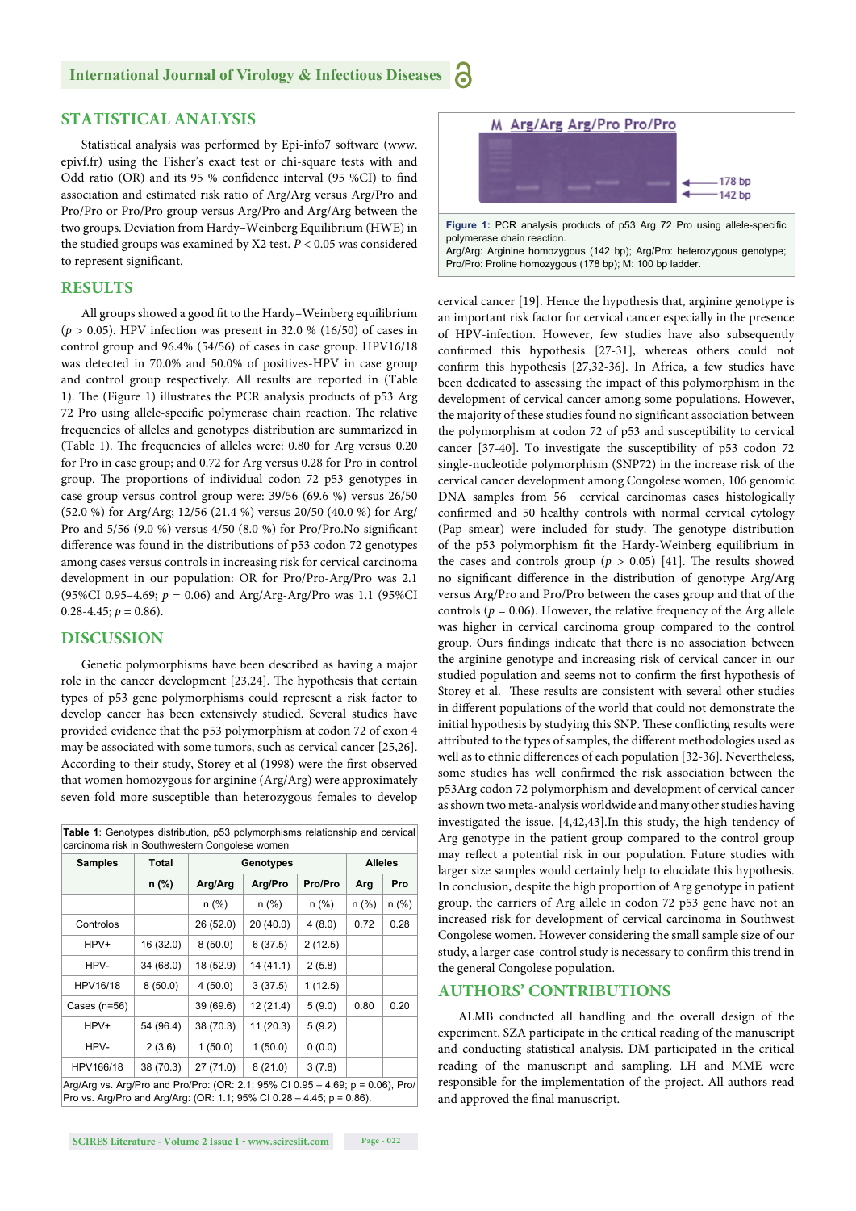## STATISTICAL ANALYSIS

Statistical analysis was performed by Epi-info7 software (www.epivf.fr) using the Fisher's exact test or chi-square tests with and Odd ratio (OR) and its 95 % confidence interval (95 %CI) to find association and estimated risk ratio of Arg/Arg versus Arg/Pro and Pro/Pro or Pro/Pro group versus Arg/Pro and Arg/Arg between the two groups. Deviation from Hardy–Weinberg Equilibrium (HWE) in the studied groups was examined by X2 test. $P < 0.05$ was considered to represent significant.

## RESULTS

All groups showed a good fit to the Hardy–Weinberg equilibrium ($p > 0.05$). HPV infection was present in 32.0 % (16/50) of cases in control group and 96.4% (54/56) of cases in case group. HPV16/18 was detected in 70.0% and 50.0% of positives-HPV in case group and control group respectively. All results are reported in (Table 1). The (Figure 1) illustrates the PCR analysis products of p53 Arg 72 Pro using allele-specific polymerase chain reaction. The relative frequencies of alleles and genotypes distribution are summarized in (Table 1). The frequencies of alleles were: 0.80 for Arg versus 0.20 for Pro in case group; and 0.72 for Arg versus 0.28 for Pro in control group. The proportions of individual codon 72 p53 genotypes in case group versus control group were: 39/56 (69.6 %) versus 26/50 (52.0 %) for Arg/Arg; 12/56 (21.4 %) versus 20/50 (40.0 %) for Arg/Pro and 5/56 (9.0 %) versus 4/50 (8.0 %) for Pro/Pro.No significant difference was found in the distributions of p53 codon 72 genotypes among cases versus controls in increasing risk for cervical carcinoma development in our population: OR for Pro/Pro-Arg/Pro was 2.1 (95%CI 0.95–4.69; $p = 0.06$) and Arg/Arg-Arg/Pro was 1.1 (95%CI 0.28-4.45; $p = 0.86$).

## DISCUSSION

Genetic polymorphisms have been described as having a major role in the cancer development [23,24]. The hypothesis that certain types of p53 gene polymorphisms could represent a risk factor to develop cancer has been extensively studied. Several studies have provided evidence that the p53 polymorphism at codon 72 of exon 4 may be associated with some tumors, such as cervical cancer [25,26]. According to their study, Storey et al (1998) were the first observed that women homozygous for arginine (Arg/Arg) were approximately seven-fold more susceptible than heterozygous females to develop cervical cancer [19]. Hence the hypothesis that, arginine genotype is an important risk factor for cervical cancer especially in the presence of HPV-infection. However, few studies have also subsequently confirmed this hypothesis [27-31], whereas others could not confirm this hypothesis [27,32-36]. In Africa, a few studies have been dedicated to assessing the impact of this polymorphism in the development of cervical cancer among some populations. However, the majority of these studies found no significant association between the polymorphism at codon 72 of p53 and susceptibility to cervical cancer [37-40]. To investigate the susceptibility of p53 codon 72 single-nucleotide polymorphism (SNP72) in the increase risk of the cervical cancer development among Congolese women, 106 genomic DNA samples from 56 cervical carcinomas cases histologically confirmed and 50 healthy controls with normal cervical cytology (Pap smear) were included for study. The genotype distribution of the p53 polymorphism fit the Hardy-Weinberg equilibrium in the cases and controls group ($p > 0.05$) [41]. The results showed no significant difference in the distribution of genotype Arg/Arg versus Arg/Pro and Pro/Pro between the cases group and that of the controls ($p = 0.06$). However, the relative frequency of the Arg allele was higher in cervical carcinoma group compared to the control group. Ours findings indicate that there is no association between the arginine genotype and increasing risk of cervical cancer in our studied population and seems not to confirm the first hypothesis of Storey et al. These results are consistent with several other studies in different populations of the world that could not demonstrate the initial hypothesis by studying this SNP. These conflicting results were attributed to the types of samples, the different methodologies used as well as to ethnic differences of each population [32-36]. Nevertheless, some studies has well confirmed the risk association between the p53Arg codon 72 polymorphism and development of cervical cancer as shown two meta-analysis worldwide and many other studies having investigated the issue. [4,42,43].In this study, the high tendency of Arg genotype in the patient group compared to the control group may reflect a potential risk in our population. Future studies with larger size samples would certainly help to elucidate this hypothesis. In conclusion, despite the high proportion of Arg genotype in patient group, the carriers of Arg allele in codon 72 p53 gene have not an increased risk for development of cervical carcinoma in Southwest Congolese women. However considering the small sample size of our study, a larger case-control study is necessary to confirm this trend in the general Congolese population.

**Table 1**: Genotypes distribution, p53 polymorphisms relationship and cervical carcinoma risk in Southwestern Congolese women

| Samples | Total | Genotypes | | | Alleles | |
|---|---|---|---|---|---|---|
| | n (%) | Arg/Arg | Arg/Pro | Pro/Pro | Arg | Pro |
| | | n (%) | n (%) | n (%) | n (%) | n (%) |
| Controlos | | 26 (52.0) | 20 (40.0) | 4 (8.0) | 0.72 | 0.28 |
| HPV+ | 16 (32.0) | 8 (50.0) | 6 (37.5) | 2 (12.5) | | |
| HPV- | 34 (68.0) | 18 (52.9) | 14 (41.1) | 2 (5.8) | | |
| HPV16/18 | 8 (50.0) | 4 (50.0) | 3 (37.5) | 1 (12.5) | | |
| Cases (n=56) | | 39 (69.6) | 12 (21.4) | 5 (9.0) | 0.80 | 0.20 |
| HPV+ | 54 (96.4) | 38 (70.3) | 11 (20.3) | 5 (9.2) | | |
| HPV- | 2 (3.6) | 1 (50.0) | 1 (50.0) | 0 (0.0) | | |
| HPV166/18 | 38 (70.3) | 27 (71.0) | 8 (21.0) | 3 (7.8) | | |

Arg/Arg vs. Arg/Pro and Pro/Pro: (OR: 2.1; 95% CI 0.95 – 4.69; p = 0.06), Pro/Pro vs. Arg/Pro and Arg/Arg: (OR: 1.1; 95% CI 0.28 – 4.45; p = 0.86).

**Figure 1:** PCR analysis products of p53 Arg 72 Pro using allele-specific polymerase chain reaction.
Arg/Arg: Arginine homozygous (142 bp); Arg/Pro: heterozygous genotype; Pro/Pro: Proline homozygous (178 bp); M: 100 bp ladder.

## AUTHORS' CONTRIBUTIONS

ALMB conducted all handling and the overall design of the experiment. SZA participate in the critical reading of the manuscript and conducting statistical analysis. DM participated in the critical reading of the manuscript and sampling. LH and MME were responsible for the implementation of the project. All authors read and approved the final manuscript.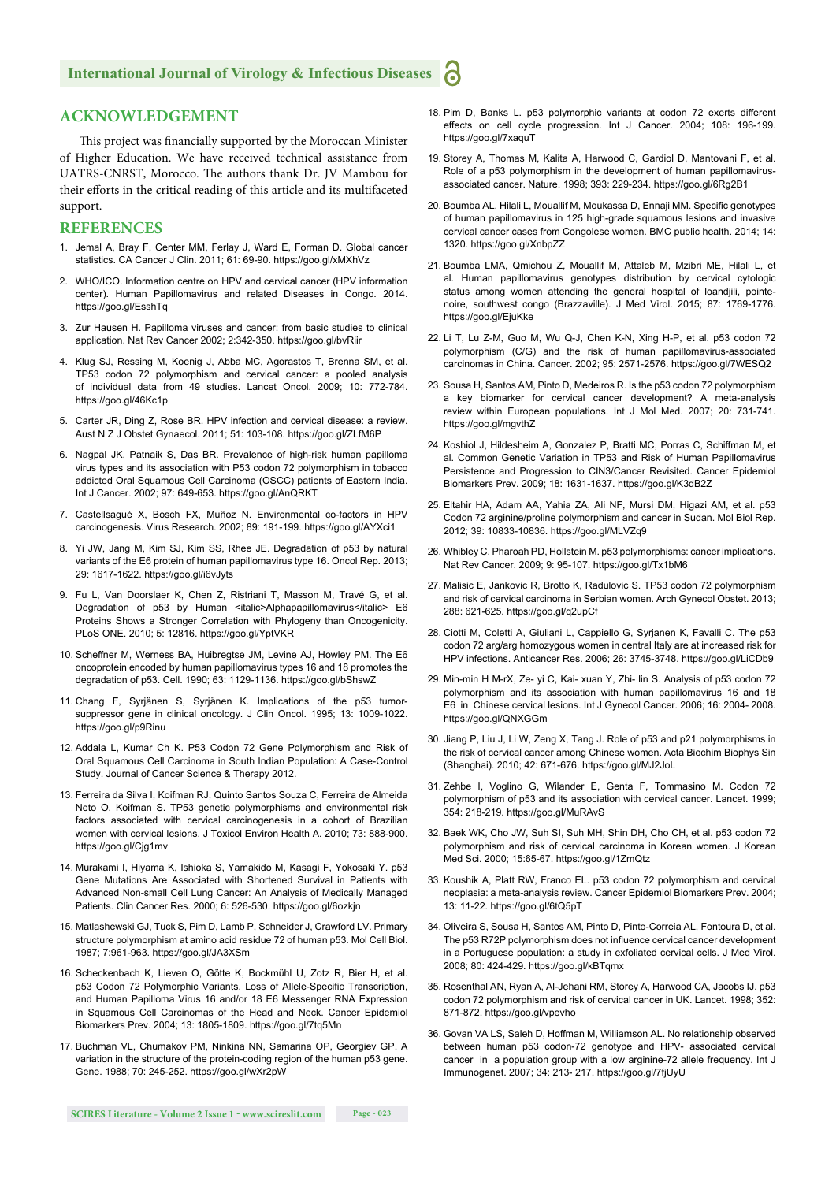## ACKNOWLEDGEMENT

This project was financially supported by the Moroccan Minister of Higher Education. We have received technical assistance from UATRS-CNRST, Morocco. The authors thank Dr. JV Mambou for their efforts in the critical reading of this article and its multifaceted support.

## REFERENCES

1. Jemal A, Bray F, Center MM, Ferlay J, Ward E, Forman D. Global cancer statistics. CA Cancer J Clin. 2011; 61: 69-90. https://goo.gl/xMXhVz
2. WHO/ICO. Information centre on HPV and cervical cancer (HPV information center). Human Papillomavirus and related Diseases in Congo. 2014. https://goo.gl/EsshTq
3. Zur Hausen H. Papilloma viruses and cancer: from basic studies to clinical application. Nat Rev Cancer 2002; 2:342-350. https://goo.gl/bvRiir
4. Klug SJ, Ressing M, Koenig J, Abba MC, Agorastos T, Brenna SM, et al. TP53 codon 72 polymorphism and cervical cancer: a pooled analysis of individual data from 49 studies. Lancet Oncol. 2009; 10: 772-784. https://goo.gl/46Kc1p
5. Carter JR, Ding Z, Rose BR. HPV infection and cervical disease: a review. Aust N Z J Obstet Gynaecol. 2011; 51: 103-108. https://goo.gl/ZLfM6P
6. Nagpal JK, Patnaik S, Das BR. Prevalence of high-risk human papilloma virus types and its association with P53 codon 72 polymorphism in tobacco addicted Oral Squamous Cell Carcinoma (OSCC) patients of Eastern India. Int J Cancer. 2002; 97: 649-653. https://goo.gl/AnQRKT
7. Castellsagué X, Bosch FX, Muñoz N. Environmental co-factors in HPV carcinogenesis. Virus Research. 2002; 89: 191-199. https://goo.gl/AYXci1
8. Yi JW, Jang M, Kim SJ, Kim SS, Rhee JE. Degradation of p53 by natural variants of the E6 protein of human papillomavirus type 16. Oncol Rep. 2013; 29: 1617-1622. https://goo.gl/i6vJyts
9. Fu L, Van Doorslaer K, Chen Z, Ristriani T, Masson M, Travé G, et al. Degradation of p53 by Human <italic>Alphapapillomavirus</italic> E6 Proteins Shows a Stronger Correlation with Phylogeny than Oncogenicity. PLoS ONE. 2010; 5: 12816. https://goo.gl/YptVKR
10. Scheffner M, Werness BA, Huibregtse JM, Levine AJ, Howley PM. The E6 oncoprotein encoded by human papillomavirus types 16 and 18 promotes the degradation of p53. Cell. 1990; 63: 1129-1136. https://goo.gl/bShswZ
11. Chang F, Syrjänen S, Syrjänen K. Implications of the p53 tumor-suppressor gene in clinical oncology. J Clin Oncol. 1995; 13: 1009-1022. https://goo.gl/p9Rinu
12. Addala L, Kumar Ch K. P53 Codon 72 Gene Polymorphism and Risk of Oral Squamous Cell Carcinoma in South Indian Population: A Case-Control Study. Journal of Cancer Science & Therapy 2012.
13. Ferreira da Silva I, Koifman RJ, Quinto Santos Souza C, Ferreira de Almeida Neto O, Koifman S. TP53 genetic polymorphisms and environmental risk factors associated with cervical carcinogenesis in a cohort of Brazilian women with cervical lesions. J Toxicol Environ Health A. 2010; 73: 888-900. https://goo.gl/Cjg1mv
14. Murakami I, Hiyama K, Ishioka S, Yamakido M, Kasagi F, Yokosaki Y. p53 Gene Mutations Are Associated with Shortened Survival in Patients with Advanced Non-small Cell Lung Cancer: An Analysis of Medically Managed Patients. Clin Cancer Res. 2000; 6: 526-530. https://goo.gl/6ozkjn
15. Matlashewski GJ, Tuck S, Pim D, Lamb P, Schneider J, Crawford LV. Primary structure polymorphism at amino acid residue 72 of human p53. Mol Cell Biol. 1987; 7:961-963. https://goo.gl/JA3XSm
16. Scheckenbach K, Lieven O, Götte K, Bockmühl U, Zotz R, Bier H, et al. p53 Codon 72 Polymorphic Variants, Loss of Allele-Specific Transcription, and Human Papilloma Virus 16 and/or 18 E6 Messenger RNA Expression in Squamous Cell Carcinomas of the Head and Neck. Cancer Epidemiol Biomarkers Prev. 2004; 13: 1805-1809. https://goo.gl/7tq5Mn
17. Buchman VL, Chumakov PM, Ninkina NN, Samarina OP, Georgiev GP. A variation in the structure of the protein-coding region of the human p53 gene. Gene. 1988; 70: 245-252. https://goo.gl/wXr2pW
18. Pim D, Banks L. p53 polymorphic variants at codon 72 exerts different effects on cell cycle progression. Int J Cancer. 2004; 108: 196-199. https://goo.gl/7xaquT
19. Storey A, Thomas M, Kalita A, Harwood C, Gardiol D, Mantovani F, et al. Role of a p53 polymorphism in the development of human papillomavirus-associated cancer. Nature. 1998; 393: 229-234. https://goo.gl/6Rg2B1
20. Boumba AL, Hilali L, Mouallif M, Moukassa D, Ennaji MM. Specific genotypes of human papillomavirus in 125 high-grade squamous lesions and invasive cervical cancer cases from Congolese women. BMC public health. 2014; 14: 1320. https://goo.gl/XnbpZZ
21. Boumba LMA, Qmichou Z, Mouallif M, Attaleb M, Mzibri ME, Hilali L, et al. Human papillomavirus genotypes distribution by cervical cytologic status among women attending the general hospital of loandjili, pointe-noire, southwest congo (Brazzaville). J Med Virol. 2015; 87: 1769-1776. https://goo.gl/EjuKke
22. Li T, Lu Z-M, Guo M, Wu Q-J, Chen K-N, Xing H-P, et al. p53 codon 72 polymorphism (C/G) and the risk of human papillomavirus-associated carcinomas in China. Cancer. 2002; 95: 2571-2576. https://goo.gl/7WESQ2
23. Sousa H, Santos AM, Pinto D, Medeiros R. Is the p53 codon 72 polymorphism a key biomarker for cervical cancer development? A meta-analysis review within European populations. Int J Mol Med. 2007; 20: 731-741. https://goo.gl/mgvthZ
24. Koshiol J, Hildesheim A, Gonzalez P, Bratti MC, Porras C, Schiffman M, et al. Common Genetic Variation in TP53 and Risk of Human Papillomavirus Persistence and Progression to CIN3/Cancer Revisited. Cancer Epidemiol Biomarkers Prev. 2009; 18: 1631-1637. https://goo.gl/K3dB2Z
25. Eltahir HA, Adam AA, Yahia ZA, Ali NF, Mursi DM, Higazi AM, et al. p53 Codon 72 arginine/proline polymorphism and cancer in Sudan. Mol Biol Rep. 2012; 39: 10833-10836. https://goo.gl/MLVZq9
26. Whibley C, Pharoah PD, Hollstein M. p53 polymorphisms: cancer implications. Nat Rev Cancer. 2009; 9: 95-107. https://goo.gl/Tx1bM6
27. Malisic E, Jankovic R, Brotto K, Radulovic S. TP53 codon 72 polymorphism and risk of cervical carcinoma in Serbian women. Arch Gynecol Obstet. 2013; 288: 621-625. https://goo.gl/q2upCf
28. Ciotti M, Coletti A, Giuliani L, Cappiello G, Syrjanen K, Favalli C. The p53 codon 72 arg/arg homozygous women in central Italy are at increased risk for HPV infections. Anticancer Res. 2006; 26: 3745-3748. https://goo.gl/LiCDb9
29. Min-min H M-rX, Ze- yi C, Kai- xuan Y, Zhi- lin S. Analysis of p53 codon 72 polymorphism and its association with human papillomavirus 16 and 18 E6 in Chinese cervical lesions. Int J Gynecol Cancer. 2006; 16: 2004- 2008. https://goo.gl/QNXGGm
30. Jiang P, Liu J, Li W, Zeng X, Tang J. Role of p53 and p21 polymorphisms in the risk of cervical cancer among Chinese women. Acta Biochim Biophys Sin (Shanghai). 2010; 42: 671-676. https://goo.gl/MJ2JoL
31. Zehbe I, Voglino G, Wilander E, Genta F, Tommasino M. Codon 72 polymorphism of p53 and its association with cervical cancer. Lancet. 1999; 354: 218-219. https://goo.gl/MuRAvS
32. Baek WK, Cho JW, Suh SI, Suh MH, Shin DH, Cho CH, et al. p53 codon 72 polymorphism and risk of cervical carcinoma in Korean women. J Korean Med Sci. 2000; 15:65-67. https://goo.gl/1ZmQtz
33. Koushik A, Platt RW, Franco EL. p53 codon 72 polymorphism and cervical neoplasia: a meta-analysis review. Cancer Epidemiol Biomarkers Prev. 2004; 13: 11-22. https://goo.gl/6tQ5pT
34. Oliveira S, Sousa H, Santos AM, Pinto D, Pinto-Correia AL, Fontoura D, et al. The p53 R72P polymorphism does not influence cervical cancer development in a Portuguese population: a study in exfoliated cervical cells. J Med Virol. 2008; 80: 424-429. https://goo.gl/kBTqmx
35. Rosenthal AN, Ryan A, Al-Jehani RM, Storey A, Harwood CA, Jacobs IJ. p53 codon 72 polymorphism and risk of cervical cancer in UK. Lancet. 1998; 352: 871-872. https://goo.gl/vpevho
36. Govan VA LS, Saleh D, Hoffman M, Williamson AL. No relationship observed between human p53 codon-72 genotype and HPV- associated cervical cancer in a population group with a low arginine-72 allele frequency. Int J Immunogenet. 2007; 34: 213- 217. https://goo.gl/7fjUyU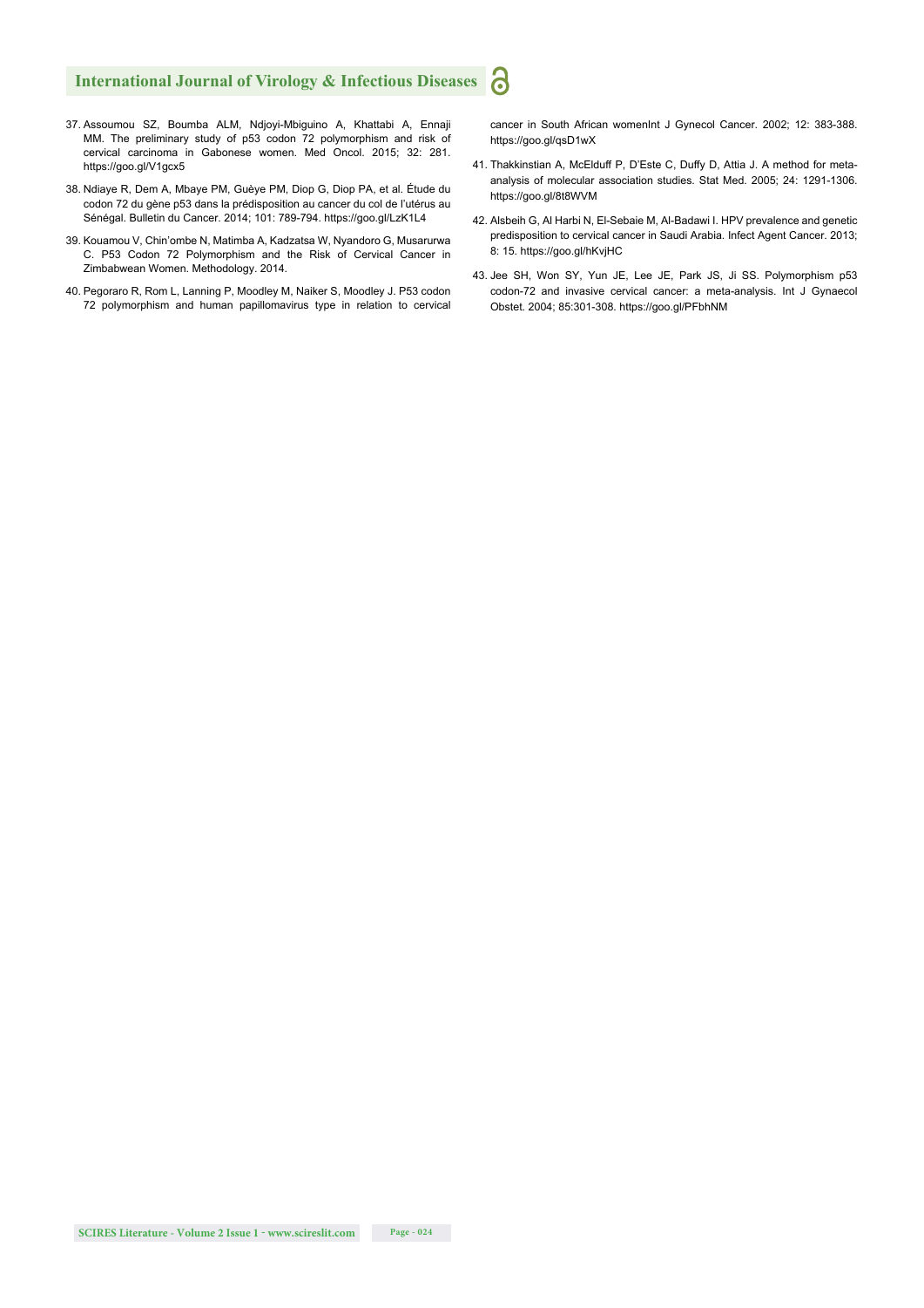37. Assoumou SZ, Boumba ALM, Ndjoyi-Mbiguino A, Khattabi A, Ennaji MM. The preliminary study of p53 codon 72 polymorphism and risk of cervical carcinoma in Gabonese women. Med Oncol. 2015; 32: 281. https://goo.gl/V1gcx5

38. Ndiaye R, Dem A, Mbaye PM, Guèye PM, Diop G, Diop PA, et al. Étude du codon 72 du gène p53 dans la prédisposition au cancer du col de l'utérus au Sénégal. Bulletin du Cancer. 2014; 101: 789-794. https://goo.gl/LzK1L4

39. Kouamou V, Chin'ombe N, Matimba A, Kadzatsa W, Nyandoro G, Musarurwa C. P53 Codon 72 Polymorphism and the Risk of Cervical Cancer in Zimbabwean Women. Methodology. 2014.

40. Pegoraro R, Rom L, Lanning P, Moodley M, Naiker S, Moodley J. P53 codon 72 polymorphism and human papillomavirus type in relation to cervical cancer in South African womenInt J Gynecol Cancer. 2002; 12: 383-388. https://goo.gl/qsD1wX

41. Thakkinstian A, McElduff P, D'Este C, Duffy D, Attia J. A method for meta-analysis of molecular association studies. Stat Med. 2005; 24: 1291-1306. https://goo.gl/8t8WVM

42. Alsbeih G, Al Harbi N, El-Sebaie M, Al-Badawi I. HPV prevalence and genetic predisposition to cervical cancer in Saudi Arabia. Infect Agent Cancer. 2013; 8: 15. https://goo.gl/hKvjHC

43. Jee SH, Won SY, Yun JE, Lee JE, Park JS, Ji SS. Polymorphism p53 codon-72 and invasive cervical cancer: a meta-analysis. Int J Gynaecol Obstet. 2004; 85:301-308. https://goo.gl/PFbhNM